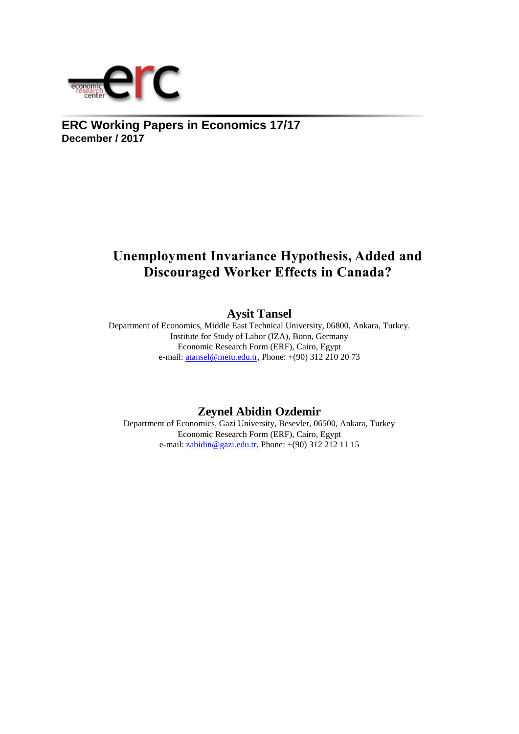**ERC Working Papers in Economics 17/17**
**December / 2017**

# Unemployment Invariance Hypothesis, Added and Discouraged Worker Effects in Canada?

## Aysit Tansel

Department of Economics, Middle East Technical University, 06800, Ankara, Turkey.
Institute for Study of Labor (IZA), Bonn, Germany
Economic Research Form (ERF), Cairo, Egypt
e-mail: atansel@metu.edu.tr, Phone: +(90) 312 210 20 73

## Zeynel Abidin Ozdemir

Department of Economics, Gazi University, Besevler, 06500, Ankara, Turkey
Economic Research Form (ERF), Cairo, Egypt
e-mail: zabidin@gazi.edu.tr, Phone: +(90) 312 212 11 15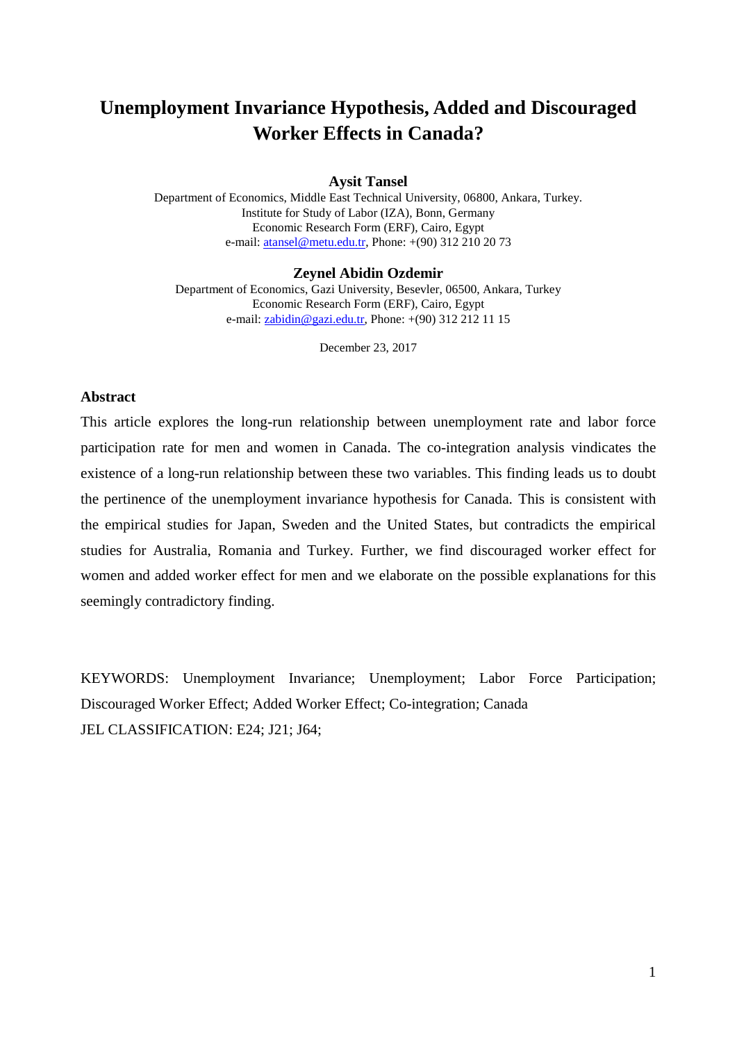# Unemployment Invariance Hypothesis, Added and Discouraged Worker Effects in Canada?

**Aysit Tansel**

Department of Economics, Middle East Technical University, 06800, Ankara, Turkey.
Institute for Study of Labor (IZA), Bonn, Germany
Economic Research Form (ERF), Cairo, Egypt
e-mail: atansel@metu.edu.tr, Phone: +(90) 312 210 20 73

**Zeynel Abidin Ozdemir**

Department of Economics, Gazi University, Besevler, 06500, Ankara, Turkey
Economic Research Form (ERF), Cairo, Egypt
e-mail: zabidin@gazi.edu.tr, Phone: +(90) 312 212 11 15

December 23, 2017

### Abstract

This article explores the long-run relationship between unemployment rate and labor force participation rate for men and women in Canada. The co-integration analysis vindicates the existence of a long-run relationship between these two variables. This finding leads us to doubt the pertinence of the unemployment invariance hypothesis for Canada. This is consistent with the empirical studies for Japan, Sweden and the United States, but contradicts the empirical studies for Australia, Romania and Turkey. Further, we find discouraged worker effect for women and added worker effect for men and we elaborate on the possible explanations for this seemingly contradictory finding.

KEYWORDS: Unemployment Invariance; Unemployment; Labor Force Participation; Discouraged Worker Effect; Added Worker Effect; Co-integration; Canada

JEL CLASSIFICATION: E24; J21; J64;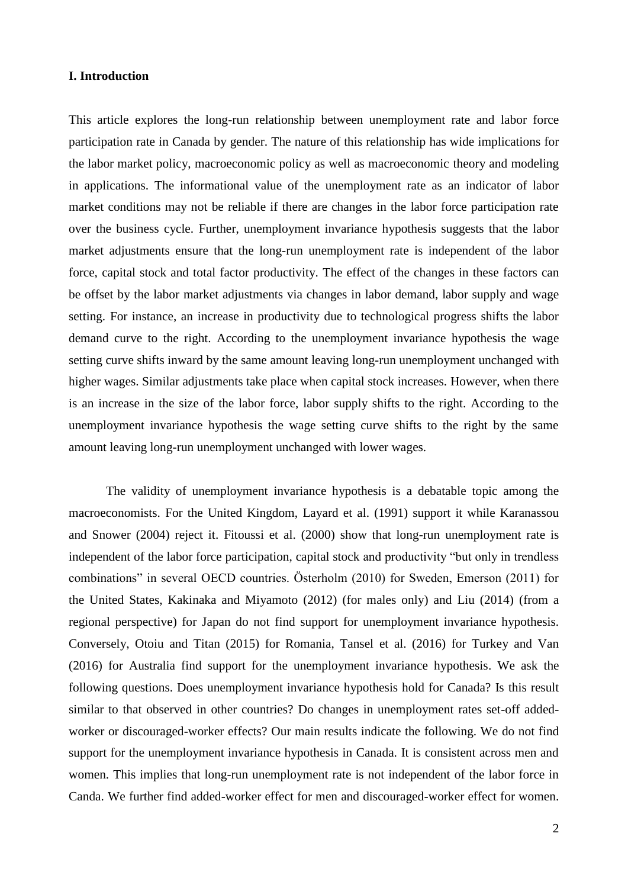**I. Introduction**

This article explores the long-run relationship between unemployment rate and labor force participation rate in Canada by gender. The nature of this relationship has wide implications for the labor market policy, macroeconomic policy as well as macroeconomic theory and modeling in applications. The informational value of the unemployment rate as an indicator of labor market conditions may not be reliable if there are changes in the labor force participation rate over the business cycle. Further, unemployment invariance hypothesis suggests that the labor market adjustments ensure that the long-run unemployment rate is independent of the labor force, capital stock and total factor productivity. The effect of the changes in these factors can be offset by the labor market adjustments via changes in labor demand, labor supply and wage setting. For instance, an increase in productivity due to technological progress shifts the labor demand curve to the right. According to the unemployment invariance hypothesis the wage setting curve shifts inward by the same amount leaving long-run unemployment unchanged with higher wages. Similar adjustments take place when capital stock increases. However, when there is an increase in the size of the labor force, labor supply shifts to the right. According to the unemployment invariance hypothesis the wage setting curve shifts to the right by the same amount leaving long-run unemployment unchanged with lower wages.

The validity of unemployment invariance hypothesis is a debatable topic among the macroeconomists. For the United Kingdom, Layard et al. (1991) support it while Karanassou and Snower (2004) reject it. Fitoussi et al. (2000) show that long-run unemployment rate is independent of the labor force participation, capital stock and productivity "but only in trendless combinations" in several OECD countries. Österholm (2010) for Sweden, Emerson (2011) for the United States, Kakinaka and Miyamoto (2012) (for males only) and Liu (2014) (from a regional perspective) for Japan do not find support for unemployment invariance hypothesis. Conversely, Otoiu and Titan (2015) for Romania, Tansel et al. (2016) for Turkey and Van (2016) for Australia find support for the unemployment invariance hypothesis. We ask the following questions. Does unemployment invariance hypothesis hold for Canada? Is this result similar to that observed in other countries? Do changes in unemployment rates set-off added-worker or discouraged-worker effects? Our main results indicate the following. We do not find support for the unemployment invariance hypothesis in Canada. It is consistent across men and women. This implies that long-run unemployment rate is not independent of the labor force in Canda. We further find added-worker effect for men and discouraged-worker effect for women.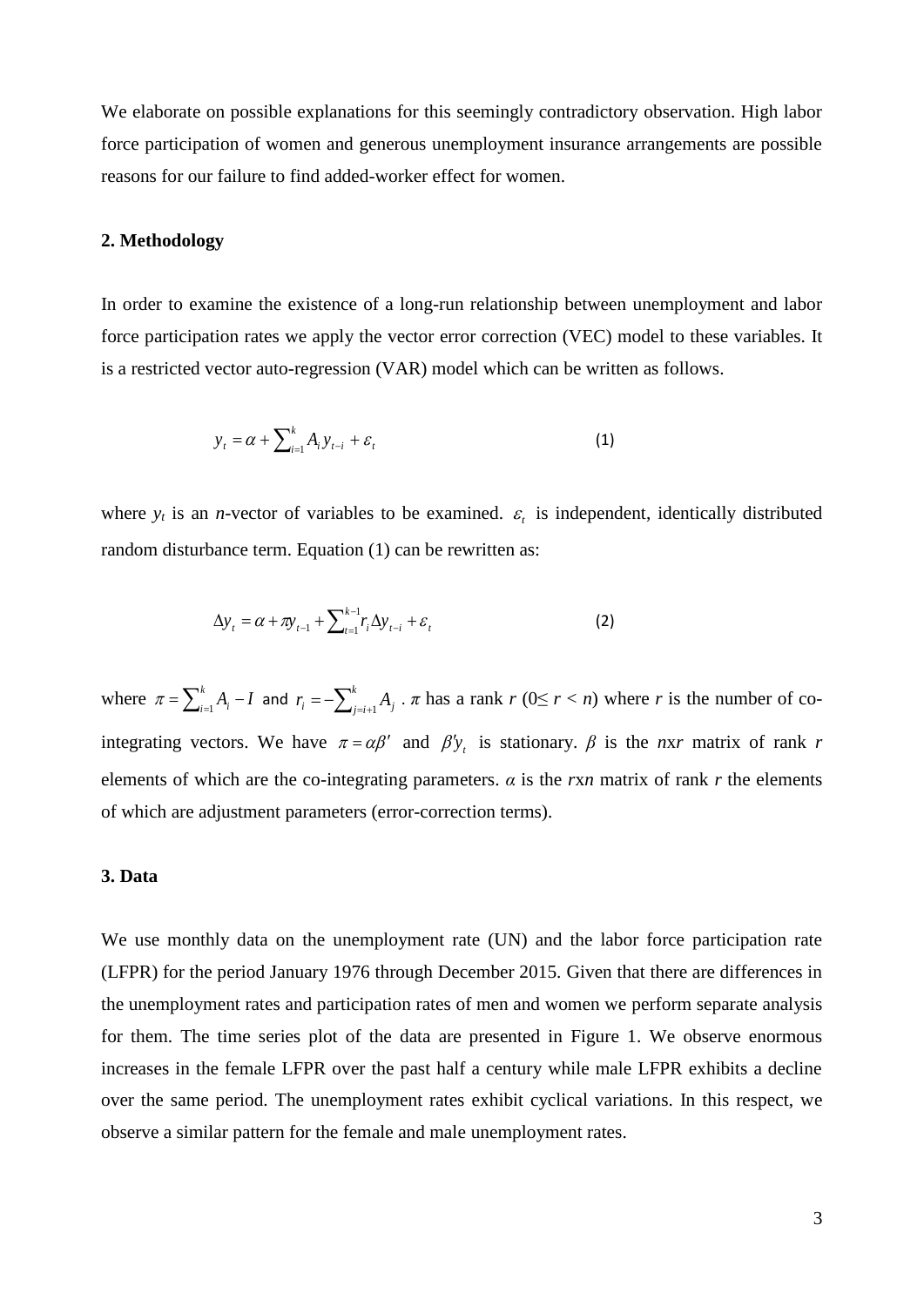We elaborate on possible explanations for this seemingly contradictory observation. High labor force participation of women and generous unemployment insurance arrangements are possible reasons for our failure to find added-worker effect for women.

## 2. Methodology

In order to examine the existence of a long-run relationship between unemployment and labor force participation rates we apply the vector error correction (VEC) model to these variables. It is a restricted vector auto-regression (VAR) model which can be written as follows.

$$y_t = \alpha + \sum_{i=1}^{k} A_i y_{t-i} + \varepsilon_t \qquad (1)$$

where $y_t$ is an *n*-vector of variables to be examined. $\varepsilon_t$ is independent, identically distributed random disturbance term. Equation (1) can be rewritten as:

$$\Delta y_t = \alpha + \pi y_{t-1} + \sum_{t=1}^{k-1} r_i \Delta y_{t-i} + \varepsilon_t \qquad (2)$$

where $\pi = \sum_{i=1}^{k} A_i - I$ and $r_i = -\sum_{j=i+1}^{k} A_j$ . $\pi$ has a rank $r$ ($0 \leq r < n$) where $r$ is the number of co-integrating vectors. We have $\pi = \alpha\beta'$ and $\beta' y_t$ is stationary. $\beta$ is the $n$x$r$ matrix of rank $r$ elements of which are the co-integrating parameters. $\alpha$ is the $r$x$n$ matrix of rank $r$ the elements of which are adjustment parameters (error-correction terms).

## 3. Data

We use monthly data on the unemployment rate (UN) and the labor force participation rate (LFPR) for the period January 1976 through December 2015. Given that there are differences in the unemployment rates and participation rates of men and women we perform separate analysis for them. The time series plot of the data are presented in Figure 1. We observe enormous increases in the female LFPR over the past half a century while male LFPR exhibits a decline over the same period. The unemployment rates exhibit cyclical variations. In this respect, we observe a similar pattern for the female and male unemployment rates.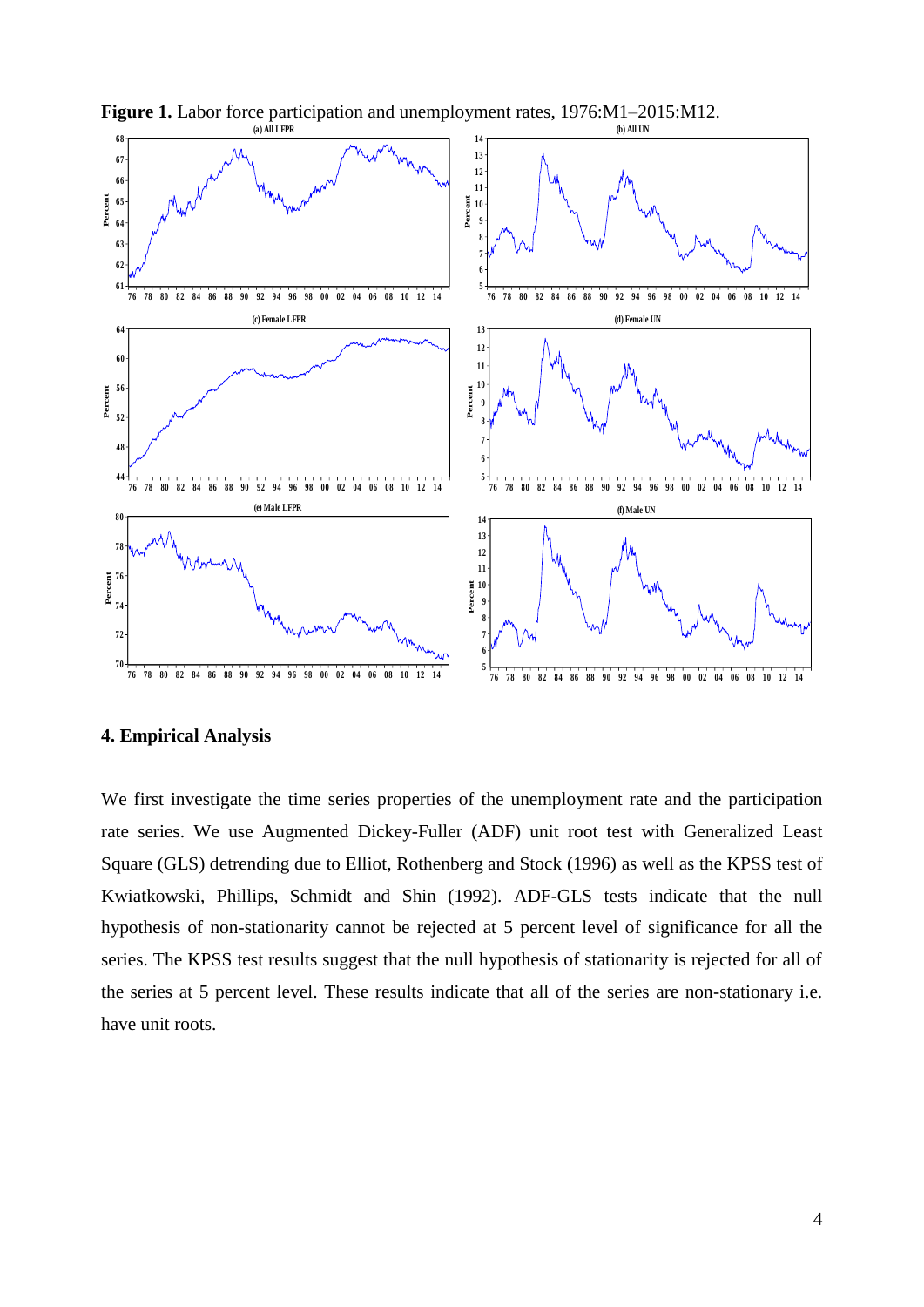**Figure 1.** Labor force participation and unemployment rates, 1976:M1–2015:M12.

## 4. Empirical Analysis

We first investigate the time series properties of the unemployment rate and the participation rate series. We use Augmented Dickey-Fuller (ADF) unit root test with Generalized Least Square (GLS) detrending due to Elliot, Rothenberg and Stock (1996) as well as the KPSS test of Kwiatkowski, Phillips, Schmidt and Shin (1992). ADF-GLS tests indicate that the null hypothesis of non-stationarity cannot be rejected at 5 percent level of significance for all the series. The KPSS test results suggest that the null hypothesis of stationarity is rejected for all of the series at 5 percent level. These results indicate that all of the series are non-stationary i.e. have unit roots.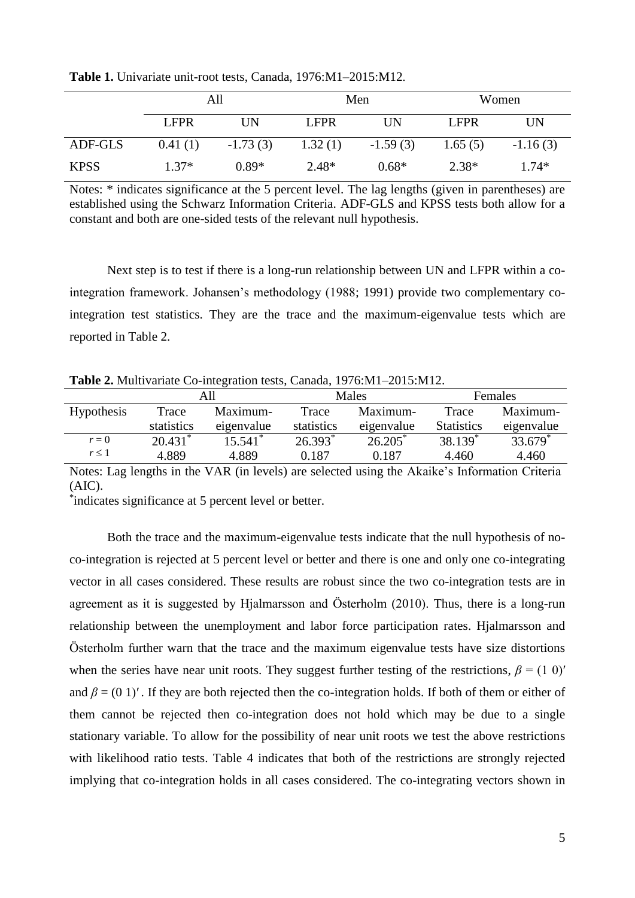**Table 1.** Univariate unit-root tests, Canada, 1976:M1–2015:M12.

| | All | | Men | | Women | |
|---|---|---|---|---|---|---|
| | LFPR | UN | LFPR | UN | LFPR | UN |
| ADF-GLS | 0.41 (1) | -1.73 (3) | 1.32 (1) | -1.59 (3) | 1.65 (5) | -1.16 (3) |
| KPSS | 1.37* | 0.89* | 2.48* | 0.68* | 2.38* | 1.74* |

Notes: * indicates significance at the 5 percent level. The lag lengths (given in parentheses) are established using the Schwarz Information Criteria. ADF-GLS and KPSS tests both allow for a constant and both are one-sided tests of the relevant null hypothesis.

Next step is to test if there is a long-run relationship between UN and LFPR within a co-integration framework. Johansen's methodology (1988; 1991) provide two complementary co-integration test statistics. They are the trace and the maximum-eigenvalue tests which are reported in Table 2.

**Table 2.** Multivariate Co-integration tests, Canada, 1976:M1–2015:M12.

| | All | | Males | | Females | |
|---|---|---|---|---|---|---|
| Hypothesis | Trace statistics | Maximum-eigenvalue | Trace statistics | Maximum-eigenvalue | Trace Statistics | Maximum-eigenvalue |
| $r = 0$ | 20.431* | 15.541* | 26.393* | 26.205* | 38.139* | 33.679* |
| $r \leq 1$ | 4.889 | 4.889 | 0.187 | 0.187 | 4.460 | 4.460 |

Notes: Lag lengths in the VAR (in levels) are selected using the Akaike's Information Criteria (AIC).
*indicates significance at 5 percent level or better.

Both the trace and the maximum-eigenvalue tests indicate that the null hypothesis of no-co-integration is rejected at 5 percent level or better and there is one and only one co-integrating vector in all cases considered. These results are robust since the two co-integration tests are in agreement as it is suggested by Hjalmarsson and Österholm (2010). Thus, there is a long-run relationship between the unemployment and labor force participation rates. Hjalmarsson and Österholm further warn that the trace and the maximum eigenvalue tests have size distortions when the series have near unit roots. They suggest further testing of the restrictions, $\beta = (1\ 0)'$ and $\beta = (0\ 1)'$. If they are both rejected then the co-integration holds. If both of them or either of them cannot be rejected then co-integration does not hold which may be due to a single stationary variable. To allow for the possibility of near unit roots we test the above restrictions with likelihood ratio tests. Table 4 indicates that both of the restrictions are strongly rejected implying that co-integration holds in all cases considered. The co-integrating vectors shown in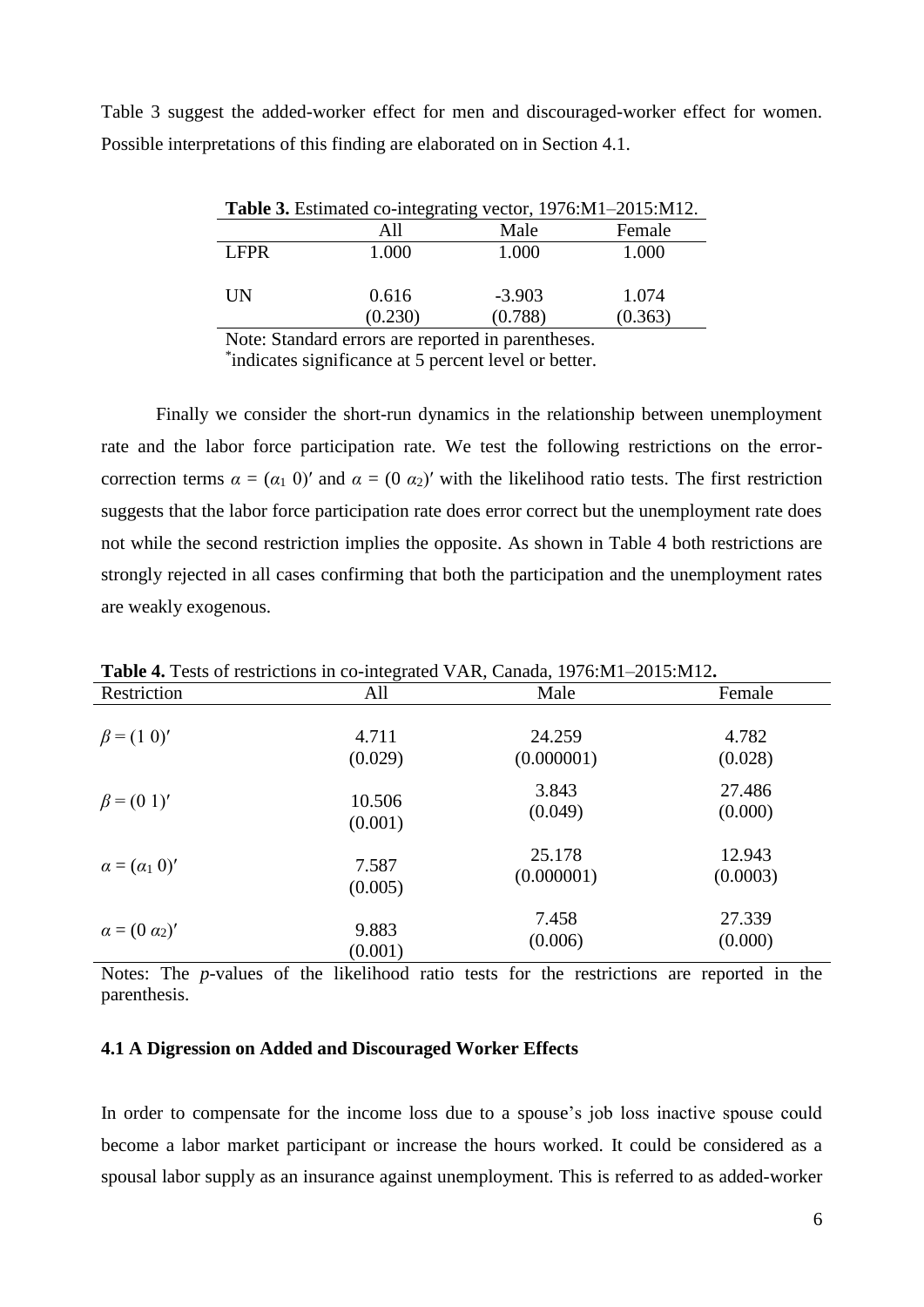Table 3 suggest the added-worker effect for men and discouraged-worker effect for women. Possible interpretations of this finding are elaborated on in Section 4.1.

**Table 3.** Estimated co-integrating vector, 1976:M1–2015:M12.

| | All | Male | Female |
|---|---|---|---|
| LFPR | 1.000 | 1.000 | 1.000 |
| UN | 0.616<br>(0.230) | -3.903<br>(0.788) | 1.074<br>(0.363) |

Note: Standard errors are reported in parentheses.
*indicates significance at 5 percent level or better.

Finally we consider the short-run dynamics in the relationship between unemployment rate and the labor force participation rate. We test the following restrictions on the error-correction terms $\alpha = (\alpha_1\ 0)'$ and $\alpha = (0\ \alpha_2)'$ with the likelihood ratio tests. The first restriction suggests that the labor force participation rate does error correct but the unemployment rate does not while the second restriction implies the opposite. As shown in Table 4 both restrictions are strongly rejected in all cases confirming that both the participation and the unemployment rates are weakly exogenous.

**Table 4.** Tests of restrictions in co-integrated VAR, Canada, 1976:M1–2015:M12**.**

| Restriction | All | Male | Female |
|---|---|---|---|
| $\beta = (1\ 0)'$ | 4.711<br>(0.029) | 24.259<br>(0.000001) | 4.782<br>(0.028) |
| $\beta = (0\ 1)'$ | 10.506<br>(0.001) | 3.843<br>(0.049) | 27.486<br>(0.000) |
| $\alpha = (\alpha_1\ 0)'$ | 7.587<br>(0.005) | 25.178<br>(0.000001) | 12.943<br>(0.0003) |
| $\alpha = (0\ \alpha_2)'$ | 9.883<br>(0.001) | 7.458<br>(0.006) | 27.339<br>(0.000) |

Notes: The *p*-values of the likelihood ratio tests for the restrictions are reported in the parenthesis.

### 4.1 A Digression on Added and Discouraged Worker Effects

In order to compensate for the income loss due to a spouse's job loss inactive spouse could become a labor market participant or increase the hours worked. It could be considered as a spousal labor supply as an insurance against unemployment. This is referred to as added-worker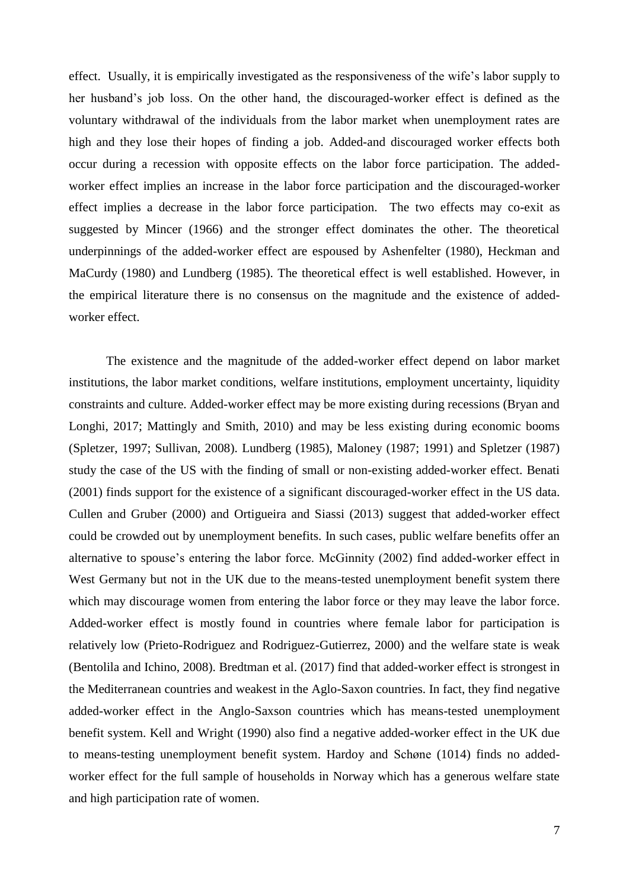effect. Usually, it is empirically investigated as the responsiveness of the wife's labor supply to her husband's job loss. On the other hand, the discouraged-worker effect is defined as the voluntary withdrawal of the individuals from the labor market when unemployment rates are high and they lose their hopes of finding a job. Added-and discouraged worker effects both occur during a recession with opposite effects on the labor force participation. The added-worker effect implies an increase in the labor force participation and the discouraged-worker effect implies a decrease in the labor force participation. The two effects may co-exit as suggested by Mincer (1966) and the stronger effect dominates the other. The theoretical underpinnings of the added-worker effect are espoused by Ashenfelter (1980), Heckman and MaCurdy (1980) and Lundberg (1985). The theoretical effect is well established. However, in the empirical literature there is no consensus on the magnitude and the existence of added-worker effect.

The existence and the magnitude of the added-worker effect depend on labor market institutions, the labor market conditions, welfare institutions, employment uncertainty, liquidity constraints and culture. Added-worker effect may be more existing during recessions (Bryan and Longhi, 2017; Mattingly and Smith, 2010) and may be less existing during economic booms (Spletzer, 1997; Sullivan, 2008). Lundberg (1985), Maloney (1987; 1991) and Spletzer (1987) study the case of the US with the finding of small or non-existing added-worker effect. Benati (2001) finds support for the existence of a significant discouraged-worker effect in the US data. Cullen and Gruber (2000) and Ortigueira and Siassi (2013) suggest that added-worker effect could be crowded out by unemployment benefits. In such cases, public welfare benefits offer an alternative to spouse's entering the labor force. McGinnity (2002) find added-worker effect in West Germany but not in the UK due to the means-tested unemployment benefit system there which may discourage women from entering the labor force or they may leave the labor force. Added-worker effect is mostly found in countries where female labor for participation is relatively low (Prieto-Rodriguez and Rodriguez-Gutierrez, 2000) and the welfare state is weak (Bentolila and Ichino, 2008). Bredtman et al. (2017) find that added-worker effect is strongest in the Mediterranean countries and weakest in the Aglo-Saxon countries. In fact, they find negative added-worker effect in the Anglo-Saxon countries which has means-tested unemployment benefit system. Kell and Wright (1990) also find a negative added-worker effect in the UK due to means-testing unemployment benefit system. Hardoy and Schøne (1014) finds no added-worker effect for the full sample of households in Norway which has a generous welfare state and high participation rate of women.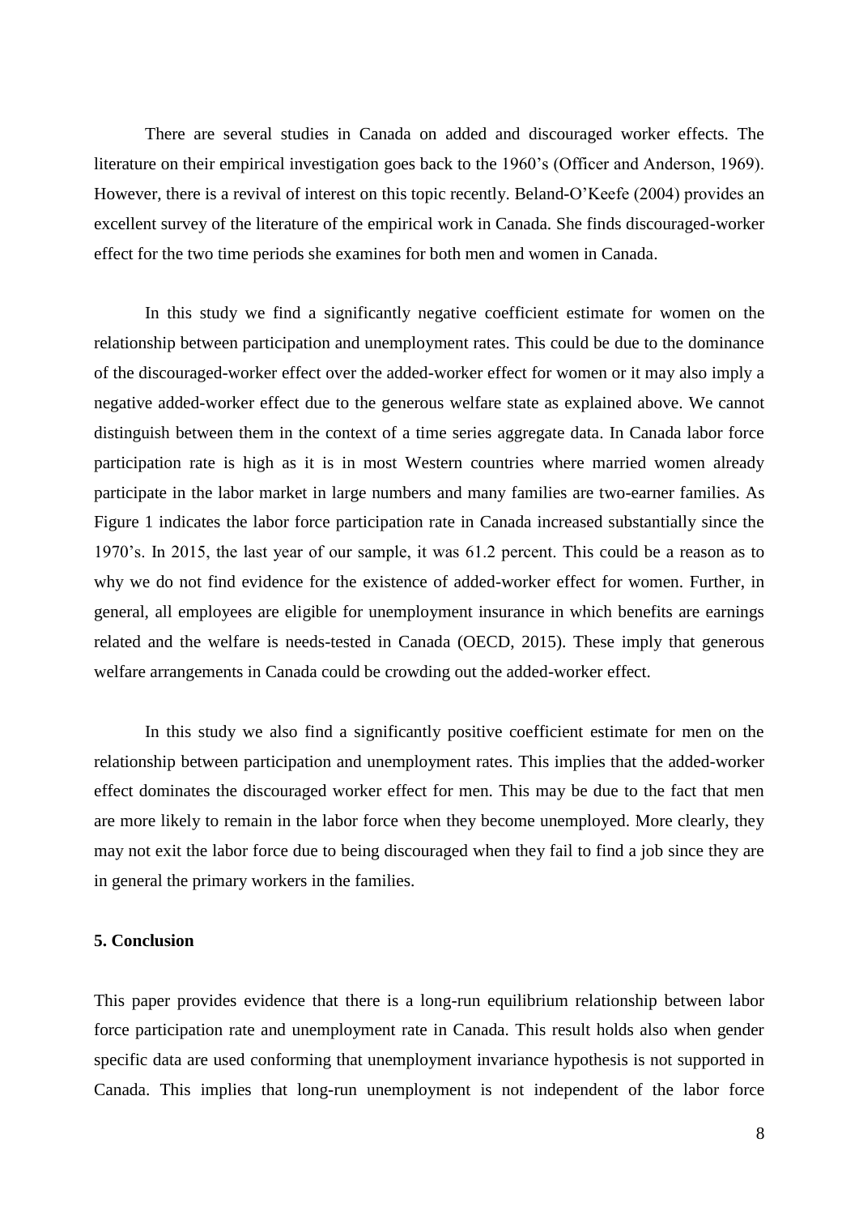There are several studies in Canada on added and discouraged worker effects. The literature on their empirical investigation goes back to the 1960's (Officer and Anderson, 1969). However, there is a revival of interest on this topic recently. Beland-O'Keefe (2004) provides an excellent survey of the literature of the empirical work in Canada. She finds discouraged-worker effect for the two time periods she examines for both men and women in Canada.

In this study we find a significantly negative coefficient estimate for women on the relationship between participation and unemployment rates. This could be due to the dominance of the discouraged-worker effect over the added-worker effect for women or it may also imply a negative added-worker effect due to the generous welfare state as explained above. We cannot distinguish between them in the context of a time series aggregate data. In Canada labor force participation rate is high as it is in most Western countries where married women already participate in the labor market in large numbers and many families are two-earner families. As Figure 1 indicates the labor force participation rate in Canada increased substantially since the 1970's. In 2015, the last year of our sample, it was 61.2 percent. This could be a reason as to why we do not find evidence for the existence of added-worker effect for women. Further, in general, all employees are eligible for unemployment insurance in which benefits are earnings related and the welfare is needs-tested in Canada (OECD, 2015). These imply that generous welfare arrangements in Canada could be crowding out the added-worker effect.

In this study we also find a significantly positive coefficient estimate for men on the relationship between participation and unemployment rates. This implies that the added-worker effect dominates the discouraged worker effect for men. This may be due to the fact that men are more likely to remain in the labor force when they become unemployed. More clearly, they may not exit the labor force due to being discouraged when they fail to find a job since they are in general the primary workers in the families.

## 5. Conclusion

This paper provides evidence that there is a long-run equilibrium relationship between labor force participation rate and unemployment rate in Canada. This result holds also when gender specific data are used conforming that unemployment invariance hypothesis is not supported in Canada. This implies that long-run unemployment is not independent of the labor force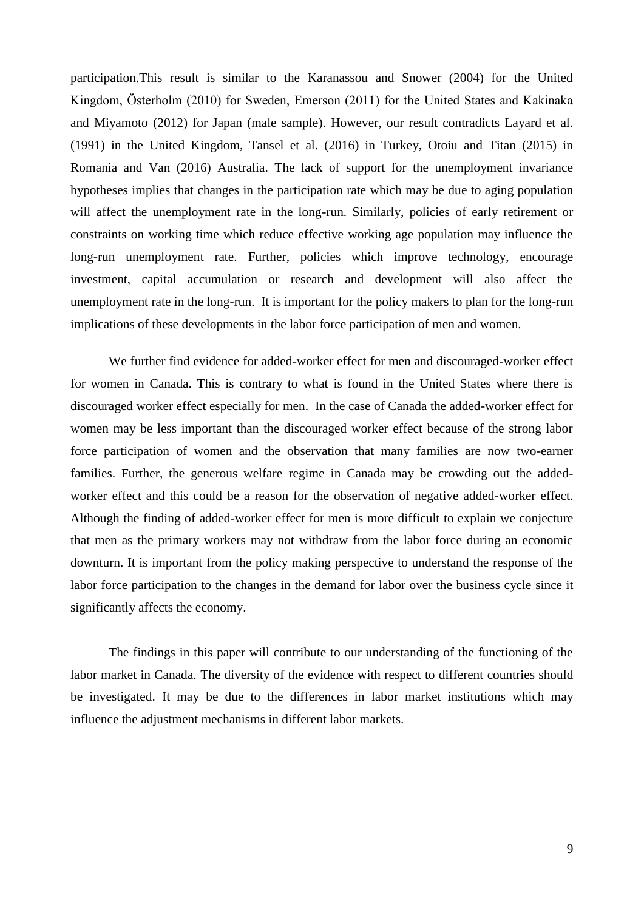participation.This result is similar to the Karanassou and Snower (2004) for the United Kingdom, Österholm (2010) for Sweden, Emerson (2011) for the United States and Kakinaka and Miyamoto (2012) for Japan (male sample). However, our result contradicts Layard et al. (1991) in the United Kingdom, Tansel et al. (2016) in Turkey, Otoiu and Titan (2015) in Romania and Van (2016) Australia. The lack of support for the unemployment invariance hypotheses implies that changes in the participation rate which may be due to aging population will affect the unemployment rate in the long-run. Similarly, policies of early retirement or constraints on working time which reduce effective working age population may influence the long-run unemployment rate. Further, policies which improve technology, encourage investment, capital accumulation or research and development will also affect the unemployment rate in the long-run. It is important for the policy makers to plan for the long-run implications of these developments in the labor force participation of men and women.

We further find evidence for added-worker effect for men and discouraged-worker effect for women in Canada. This is contrary to what is found in the United States where there is discouraged worker effect especially for men. In the case of Canada the added-worker effect for women may be less important than the discouraged worker effect because of the strong labor force participation of women and the observation that many families are now two-earner families. Further, the generous welfare regime in Canada may be crowding out the added-worker effect and this could be a reason for the observation of negative added-worker effect. Although the finding of added-worker effect for men is more difficult to explain we conjecture that men as the primary workers may not withdraw from the labor force during an economic downturn. It is important from the policy making perspective to understand the response of the labor force participation to the changes in the demand for labor over the business cycle since it significantly affects the economy.

The findings in this paper will contribute to our understanding of the functioning of the labor market in Canada. The diversity of the evidence with respect to different countries should be investigated. It may be due to the differences in labor market institutions which may influence the adjustment mechanisms in different labor markets.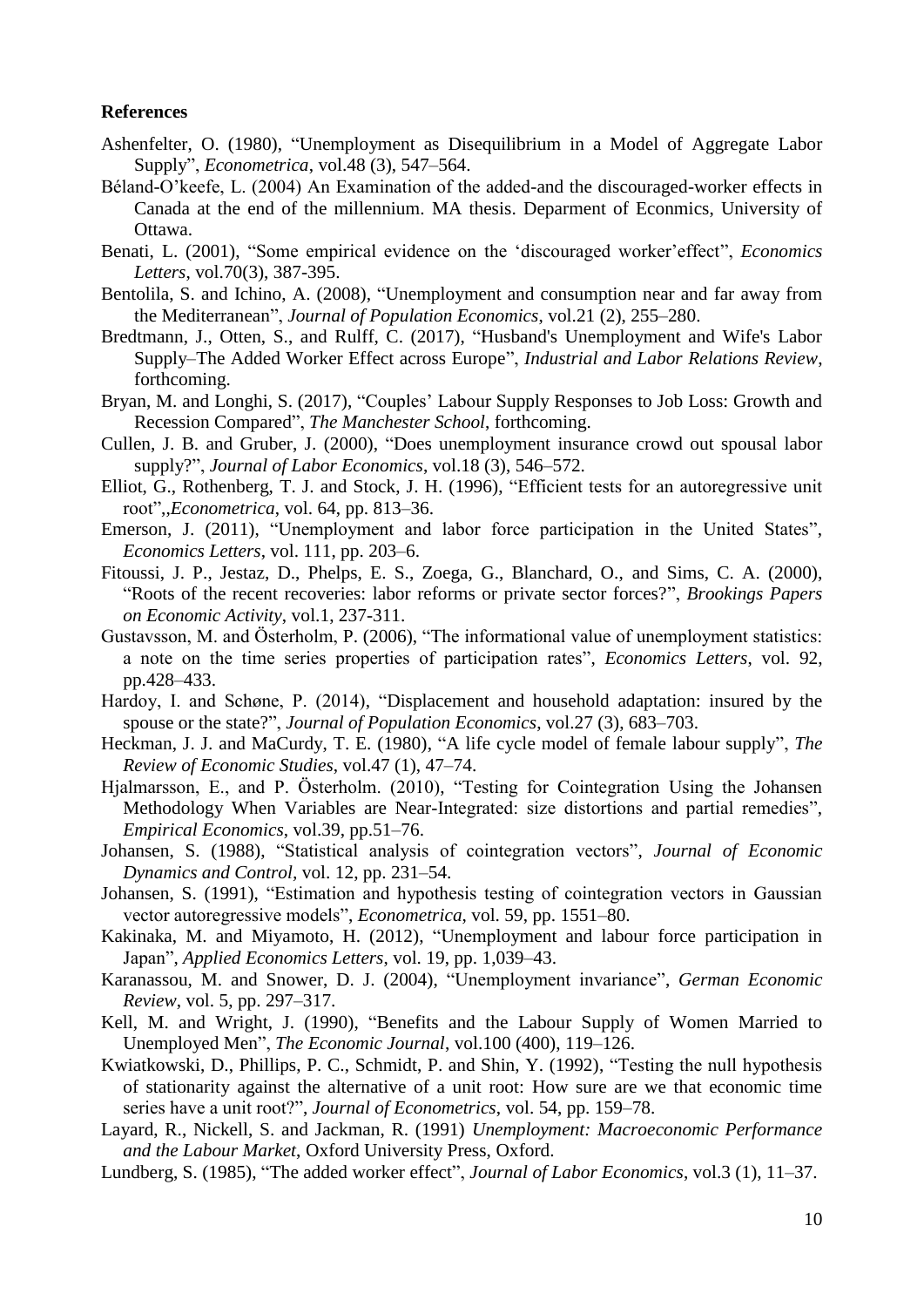**References**

Ashenfelter, O. (1980), "Unemployment as Disequilibrium in a Model of Aggregate Labor Supply", *Econometrica*, vol.48 (3), 547–564.

Béland-O'keefe, L. (2004) An Examination of the added-and the discouraged-worker effects in Canada at the end of the millennium. MA thesis. Deparment of Econmics, University of Ottawa.

Benati, L. (2001), "Some empirical evidence on the 'discouraged worker'effect", *Economics Letters*, vol.70(3), 387-395.

Bentolila, S. and Ichino, A. (2008), "Unemployment and consumption near and far away from the Mediterranean", *Journal of Population Economics*, vol.21 (2), 255–280.

Bredtmann, J., Otten, S., and Rulff, C. (2017), "Husband's Unemployment and Wife's Labor Supply–The Added Worker Effect across Europe", *Industrial and Labor Relations Review*, forthcoming.

Bryan, M. and Longhi, S. (2017), "Couples' Labour Supply Responses to Job Loss: Growth and Recession Compared", *The Manchester School*, forthcoming.

Cullen, J. B. and Gruber, J. (2000), "Does unemployment insurance crowd out spousal labor supply?", *Journal of Labor Economics*, vol.18 (3), 546–572.

Elliot, G., Rothenberg, T. J. and Stock, J. H. (1996), "Efficient tests for an autoregressive unit root",,*Econometrica*, vol. 64, pp. 813–36.

Emerson, J. (2011), "Unemployment and labor force participation in the United States", *Economics Letters*, vol. 111, pp. 203–6.

Fitoussi, J. P., Jestaz, D., Phelps, E. S., Zoega, G., Blanchard, O., and Sims, C. A. (2000), "Roots of the recent recoveries: labor reforms or private sector forces?", *Brookings Papers on Economic Activity*, vol.1, 237-311.

Gustavsson, M. and Österholm, P. (2006), "The informational value of unemployment statistics: a note on the time series properties of participation rates", *Economics Letters*, vol. 92, pp.428–433.

Hardoy, I. and Schøne, P. (2014), "Displacement and household adaptation: insured by the spouse or the state?", *Journal of Population Economics*, vol.27 (3), 683–703.

Heckman, J. J. and MaCurdy, T. E. (1980), "A life cycle model of female labour supply", *The Review of Economic Studies*, vol.47 (1), 47–74.

Hjalmarsson, E., and P. Österholm. (2010), "Testing for Cointegration Using the Johansen Methodology When Variables are Near-Integrated: size distortions and partial remedies", *Empirical Economics*, vol.39, pp.51–76.

Johansen, S. (1988), "Statistical analysis of cointegration vectors", *Journal of Economic Dynamics and Control*, vol. 12, pp. 231–54.

Johansen, S. (1991), "Estimation and hypothesis testing of cointegration vectors in Gaussian vector autoregressive models", *Econometrica*, vol. 59, pp. 1551–80.

Kakinaka, M. and Miyamoto, H. (2012), "Unemployment and labour force participation in Japan", *Applied Economics Letters*, vol. 19, pp. 1,039–43.

Karanassou, M. and Snower, D. J. (2004), "Unemployment invariance", *German Economic Review*, vol. 5, pp. 297–317.

Kell, M. and Wright, J. (1990), "Benefits and the Labour Supply of Women Married to Unemployed Men", *The Economic Journal*, vol.100 (400), 119–126.

Kwiatkowski, D., Phillips, P. C., Schmidt, P. and Shin, Y. (1992), "Testing the null hypothesis of stationarity against the alternative of a unit root: How sure are we that economic time series have a unit root?", *Journal of Econometrics*, vol. 54, pp. 159–78.

Layard, R., Nickell, S. and Jackman, R. (1991) *Unemployment: Macroeconomic Performance and the Labour Market*, Oxford University Press, Oxford.

Lundberg, S. (1985), "The added worker effect", *Journal of Labor Economics*, vol.3 (1), 11–37.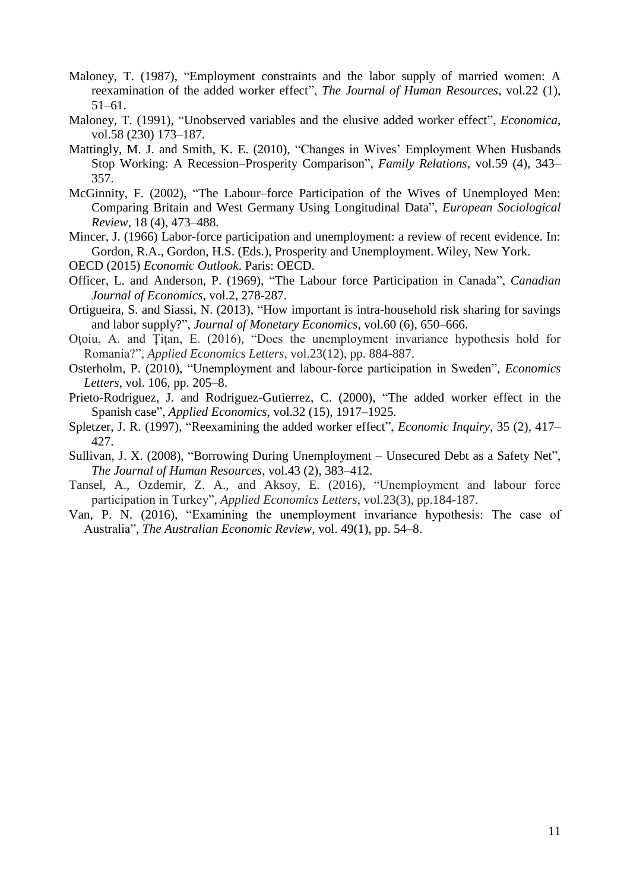Maloney, T. (1987), "Employment constraints and the labor supply of married women: A reexamination of the added worker effect", *The Journal of Human Resources*, vol.22 (1), 51–61.

Maloney, T. (1991), "Unobserved variables and the elusive added worker effect", *Economica*, vol.58 (230) 173–187.

Mattingly, M. J. and Smith, K. E. (2010), "Changes in Wives' Employment When Husbands Stop Working: A Recession–Prosperity Comparison", *Family Relations*, vol.59 (4), 343–357.

McGinnity, F. (2002), "The Labour–force Participation of the Wives of Unemployed Men: Comparing Britain and West Germany Using Longitudinal Data", *European Sociological Review*, 18 (4), 473–488.

Mincer, J. (1966) Labor-force participation and unemployment: a review of recent evidence. In: Gordon, R.A., Gordon, H.S. (Eds.), Prosperity and Unemployment. Wiley, New York.

OECD (2015) *Economic Outlook*. Paris: OECD.

Officer, L. and Anderson, P. (1969), "The Labour force Participation in Canada", *Canadian Journal of Economics*, vol.2, 278-287.

Ortigueira, S. and Siassi, N. (2013), "How important is intra-household risk sharing for savings and labor supply?", *Journal of Monetary Economics*, vol.60 (6), 650–666.

Oţoiu, A. and Ţiţan, E. (2016), "Does the unemployment invariance hypothesis hold for Romania?", *Applied Economics Letters*, vol.23(12), pp. 884-887.

Osterholm, P. (2010), "Unemployment and labour-force participation in Sweden", *Economics Letters*, vol. 106, pp. 205–8.

Prieto-Rodriguez, J. and Rodriguez-Gutierrez, C. (2000), "The added worker effect in the Spanish case", *Applied Economics*, vol.32 (15), 1917–1925.

Spletzer, J. R. (1997), "Reexamining the added worker effect", *Economic Inquiry*, 35 (2), 417–427.

Sullivan, J. X. (2008), "Borrowing During Unemployment – Unsecured Debt as a Safety Net", *The Journal of Human Resources*, vol.43 (2), 383–412.

Tansel, A., Ozdemir, Z. A., and Aksoy, E. (2016), "Unemployment and labour force participation in Turkey", *Applied Economics Letters*, vol.23(3), pp.184-187.

Van, P. N. (2016), "Examining the unemployment invariance hypothesis: The case of Australia", *The Australian Economic Review*, vol. 49(1), pp. 54–8.